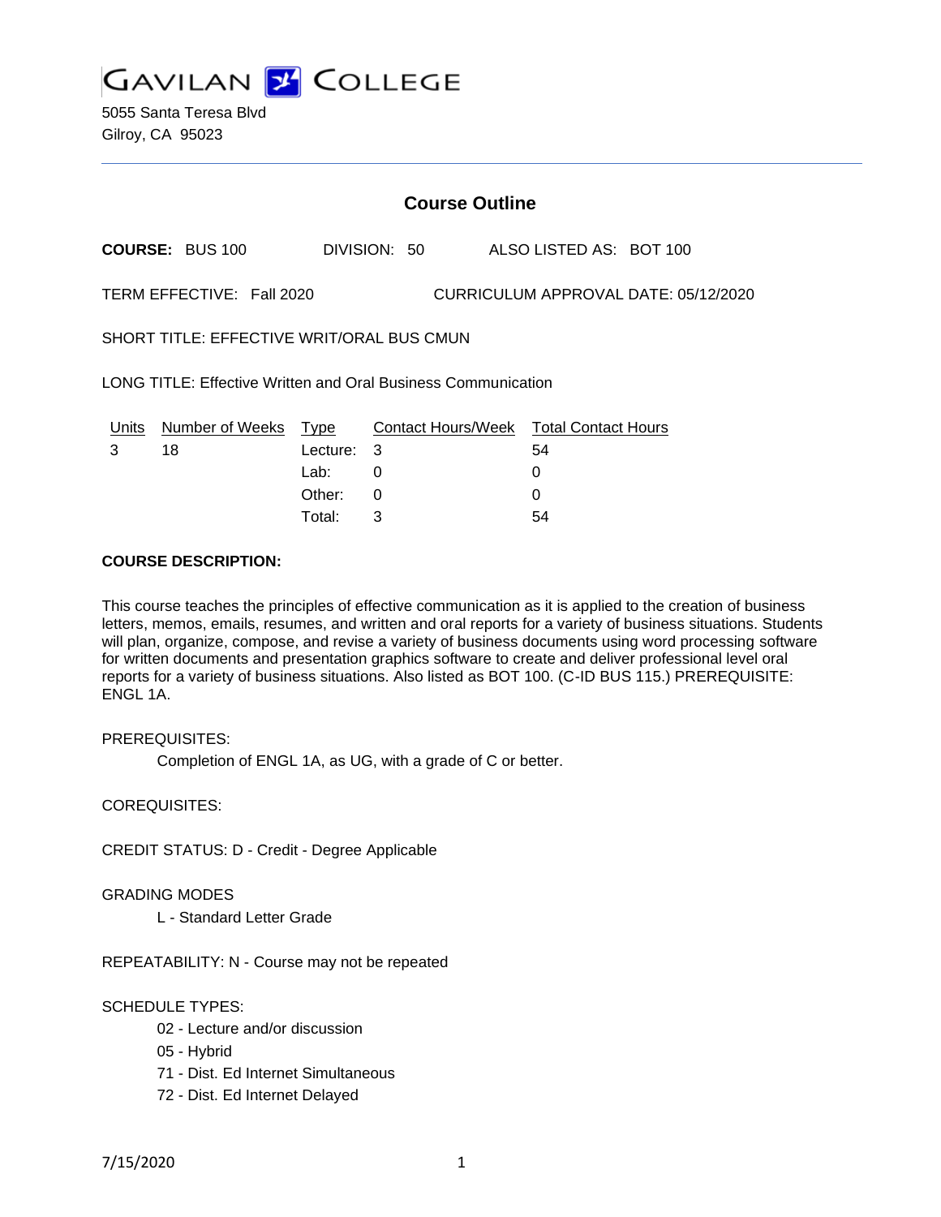# GAVILAN COLLEGE

5055 Santa Teresa Blvd
Gilroy, CA 95023

## Course Outline

**COURSE:** BUS 100 DIVISION: 50 ALSO LISTED AS: BOT 100

TERM EFFECTIVE: Fall 2020 CURRICULUM APPROVAL DATE: 05/12/2020

SHORT TITLE: EFFECTIVE WRIT/ORAL BUS CMUN

LONG TITLE: Effective Written and Oral Business Communication

| Units | Number of Weeks | Type | Contact Hours/Week | Total Contact Hours |
|---|---|---|---|---|
| 3 | 18 | Lecture: | 3 | 54 |
| | | Lab: | 0 | 0 |
| | | Other: | 0 | 0 |
| | | Total: | 3 | 54 |

**COURSE DESCRIPTION:**

This course teaches the principles of effective communication as it is applied to the creation of business letters, memos, emails, resumes, and written and oral reports for a variety of business situations. Students will plan, organize, compose, and revise a variety of business documents using word processing software for written documents and presentation graphics software to create and deliver professional level oral reports for a variety of business situations. Also listed as BOT 100. (C-ID BUS 115.) PREREQUISITE: ENGL 1A.

PREREQUISITES:

Completion of ENGL 1A, as UG, with a grade of C or better.

COREQUISITES:

CREDIT STATUS: D - Credit - Degree Applicable

GRADING MODES

L - Standard Letter Grade

REPEATABILITY: N - Course may not be repeated

SCHEDULE TYPES:

02 - Lecture and/or discussion
05 - Hybrid
71 - Dist. Ed Internet Simultaneous
72 - Dist. Ed Internet Delayed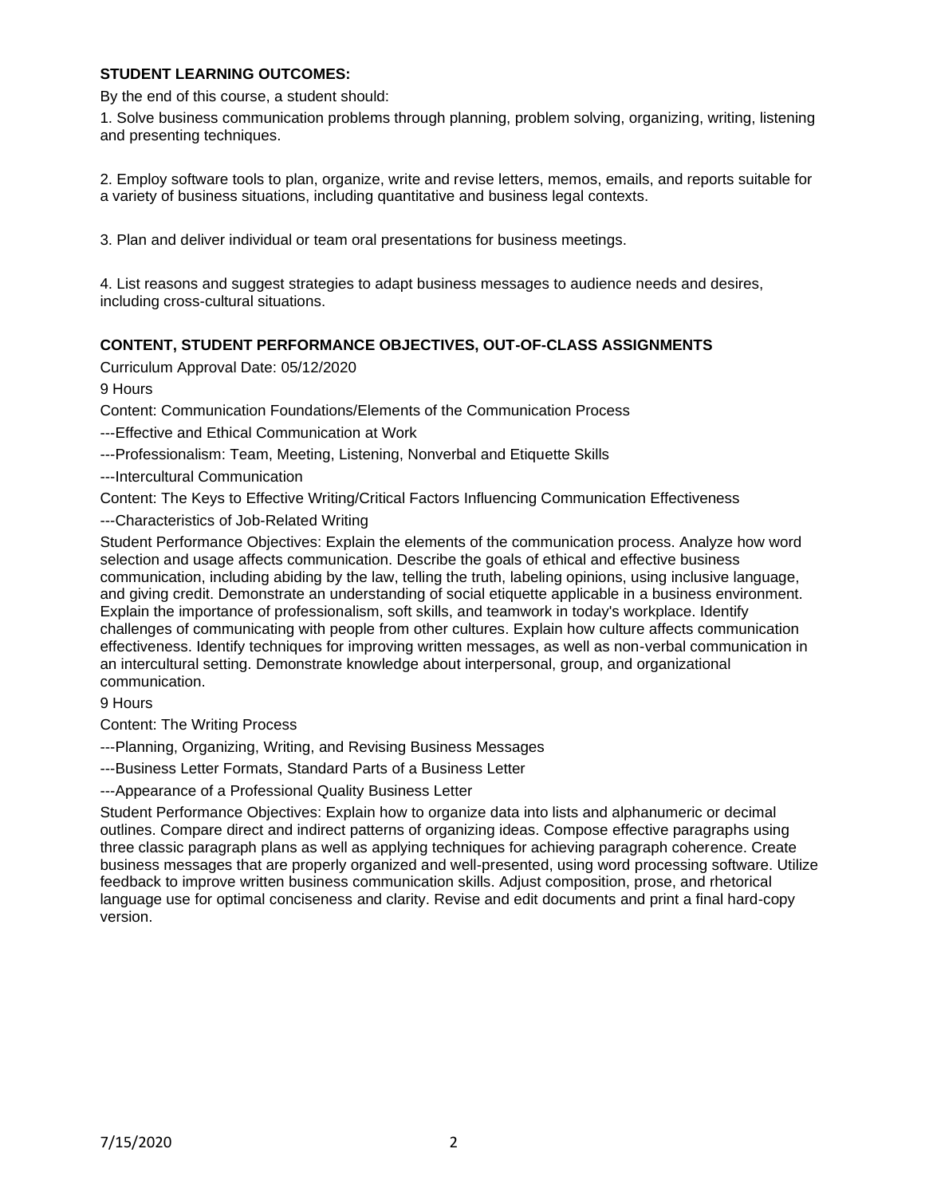**STUDENT LEARNING OUTCOMES:**

By the end of this course, a student should:

1. Solve business communication problems through planning, problem solving, organizing, writing, listening and presenting techniques.

2. Employ software tools to plan, organize, write and revise letters, memos, emails, and reports suitable for a variety of business situations, including quantitative and business legal contexts.

3. Plan and deliver individual or team oral presentations for business meetings.

4. List reasons and suggest strategies to adapt business messages to audience needs and desires, including cross-cultural situations.

**CONTENT, STUDENT PERFORMANCE OBJECTIVES, OUT-OF-CLASS ASSIGNMENTS**

Curriculum Approval Date: 05/12/2020

9 Hours

Content: Communication Foundations/Elements of the Communication Process

---Effective and Ethical Communication at Work

---Professionalism: Team, Meeting, Listening, Nonverbal and Etiquette Skills

---Intercultural Communication

Content: The Keys to Effective Writing/Critical Factors Influencing Communication Effectiveness

---Characteristics of Job-Related Writing

Student Performance Objectives: Explain the elements of the communication process. Analyze how word selection and usage affects communication. Describe the goals of ethical and effective business communication, including abiding by the law, telling the truth, labeling opinions, using inclusive language, and giving credit. Demonstrate an understanding of social etiquette applicable in a business environment. Explain the importance of professionalism, soft skills, and teamwork in today's workplace. Identify challenges of communicating with people from other cultures. Explain how culture affects communication effectiveness. Identify techniques for improving written messages, as well as non-verbal communication in an intercultural setting. Demonstrate knowledge about interpersonal, group, and organizational communication.

9 Hours

Content: The Writing Process

---Planning, Organizing, Writing, and Revising Business Messages

---Business Letter Formats, Standard Parts of a Business Letter

---Appearance of a Professional Quality Business Letter

Student Performance Objectives: Explain how to organize data into lists and alphanumeric or decimal outlines. Compare direct and indirect patterns of organizing ideas. Compose effective paragraphs using three classic paragraph plans as well as applying techniques for achieving paragraph coherence. Create business messages that are properly organized and well-presented, using word processing software. Utilize feedback to improve written business communication skills. Adjust composition, prose, and rhetorical language use for optimal conciseness and clarity. Revise and edit documents and print a final hard-copy version.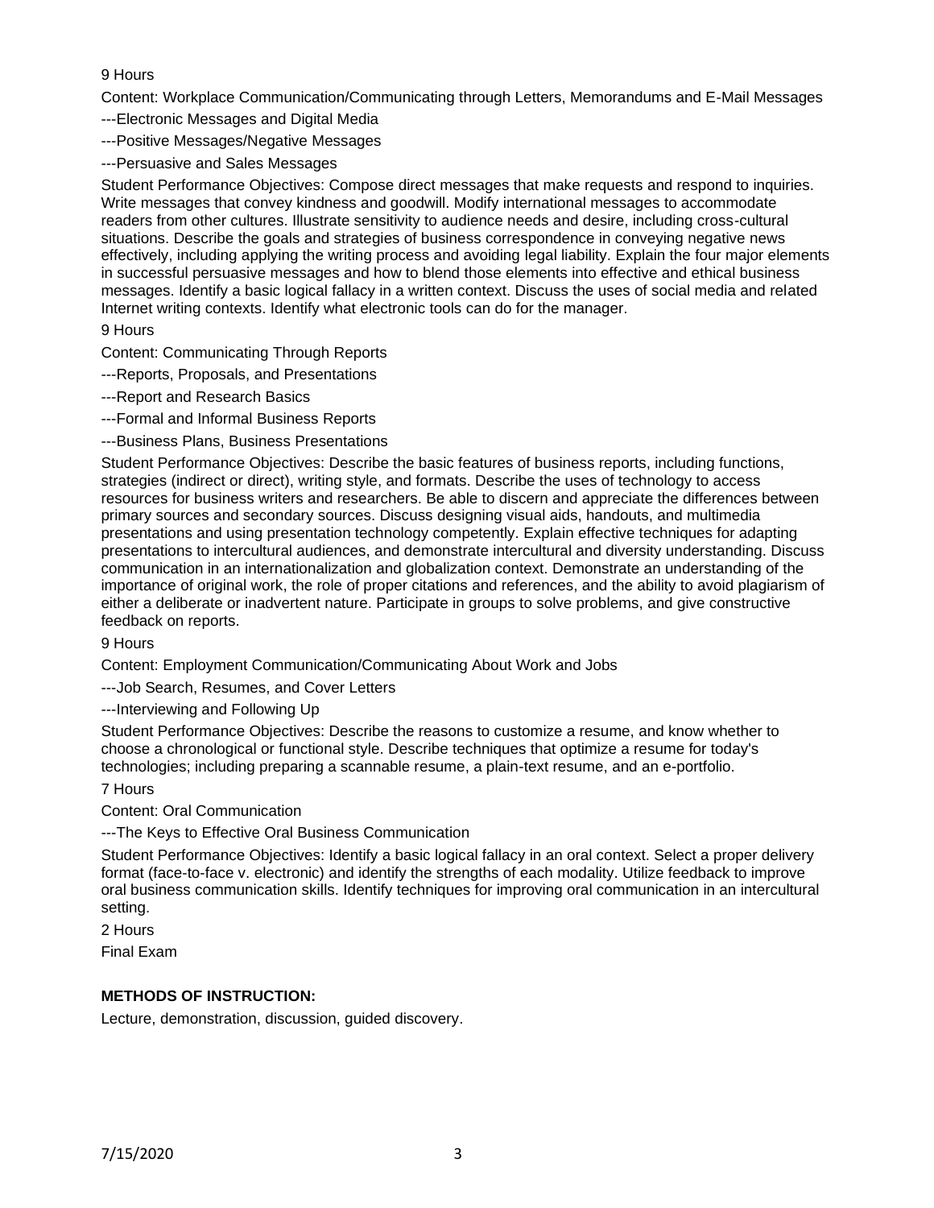9 Hours

Content: Workplace Communication/Communicating through Letters, Memorandums and E-Mail Messages

---Electronic Messages and Digital Media

---Positive Messages/Negative Messages

---Persuasive and Sales Messages

Student Performance Objectives: Compose direct messages that make requests and respond to inquiries. Write messages that convey kindness and goodwill. Modify international messages to accommodate readers from other cultures. Illustrate sensitivity to audience needs and desire, including cross-cultural situations. Describe the goals and strategies of business correspondence in conveying negative news effectively, including applying the writing process and avoiding legal liability. Explain the four major elements in successful persuasive messages and how to blend those elements into effective and ethical business messages. Identify a basic logical fallacy in a written context. Discuss the uses of social media and related Internet writing contexts. Identify what electronic tools can do for the manager.

9 Hours

Content: Communicating Through Reports

---Reports, Proposals, and Presentations

---Report and Research Basics

---Formal and Informal Business Reports

---Business Plans, Business Presentations

Student Performance Objectives: Describe the basic features of business reports, including functions, strategies (indirect or direct), writing style, and formats. Describe the uses of technology to access resources for business writers and researchers. Be able to discern and appreciate the differences between primary sources and secondary sources. Discuss designing visual aids, handouts, and multimedia presentations and using presentation technology competently. Explain effective techniques for adapting presentations to intercultural audiences, and demonstrate intercultural and diversity understanding. Discuss communication in an internationalization and globalization context. Demonstrate an understanding of the importance of original work, the role of proper citations and references, and the ability to avoid plagiarism of either a deliberate or inadvertent nature. Participate in groups to solve problems, and give constructive feedback on reports.

9 Hours

Content: Employment Communication/Communicating About Work and Jobs

---Job Search, Resumes, and Cover Letters

---Interviewing and Following Up

Student Performance Objectives: Describe the reasons to customize a resume, and know whether to choose a chronological or functional style. Describe techniques that optimize a resume for today's technologies; including preparing a scannable resume, a plain-text resume, and an e-portfolio.

7 Hours

Content: Oral Communication

---The Keys to Effective Oral Business Communication

Student Performance Objectives: Identify a basic logical fallacy in an oral context. Select a proper delivery format (face-to-face v. electronic) and identify the strengths of each modality. Utilize feedback to improve oral business communication skills. Identify techniques for improving oral communication in an intercultural setting.

2 Hours

Final Exam

**METHODS OF INSTRUCTION:**

Lecture, demonstration, discussion, guided discovery.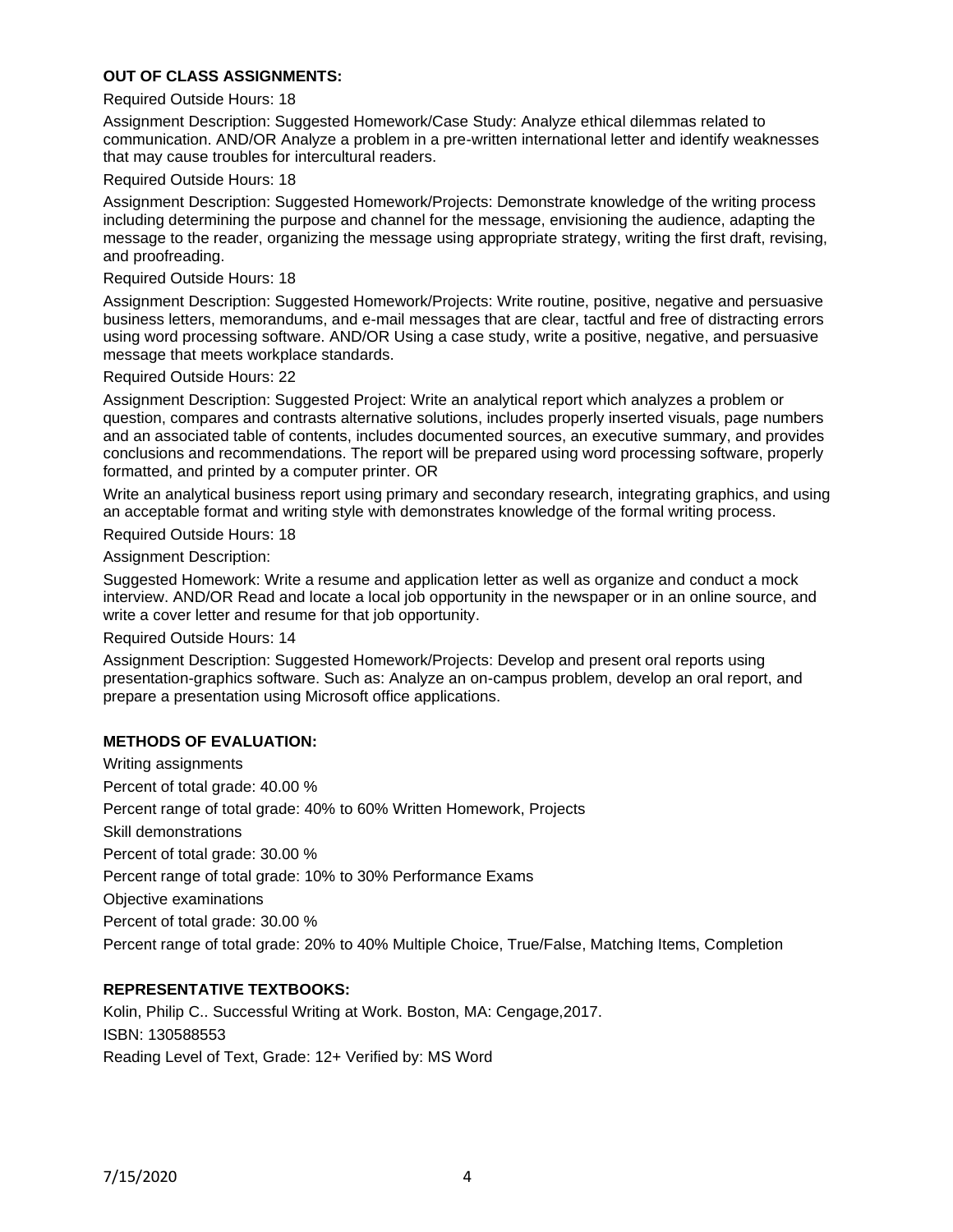**OUT OF CLASS ASSIGNMENTS:**

Required Outside Hours: 18

Assignment Description: Suggested Homework/Case Study: Analyze ethical dilemmas related to communication. AND/OR Analyze a problem in a pre-written international letter and identify weaknesses that may cause troubles for intercultural readers.

Required Outside Hours: 18

Assignment Description: Suggested Homework/Projects: Demonstrate knowledge of the writing process including determining the purpose and channel for the message, envisioning the audience, adapting the message to the reader, organizing the message using appropriate strategy, writing the first draft, revising, and proofreading.

Required Outside Hours: 18

Assignment Description: Suggested Homework/Projects: Write routine, positive, negative and persuasive business letters, memorandums, and e-mail messages that are clear, tactful and free of distracting errors using word processing software. AND/OR Using a case study, write a positive, negative, and persuasive message that meets workplace standards.

Required Outside Hours: 22

Assignment Description: Suggested Project: Write an analytical report which analyzes a problem or question, compares and contrasts alternative solutions, includes properly inserted visuals, page numbers and an associated table of contents, includes documented sources, an executive summary, and provides conclusions and recommendations. The report will be prepared using word processing software, properly formatted, and printed by a computer printer. OR

Write an analytical business report using primary and secondary research, integrating graphics, and using an acceptable format and writing style with demonstrates knowledge of the formal writing process.

Required Outside Hours: 18

Assignment Description:

Suggested Homework: Write a resume and application letter as well as organize and conduct a mock interview. AND/OR Read and locate a local job opportunity in the newspaper or in an online source, and write a cover letter and resume for that job opportunity.

Required Outside Hours: 14

Assignment Description: Suggested Homework/Projects: Develop and present oral reports using presentation-graphics software. Such as: Analyze an on-campus problem, develop an oral report, and prepare a presentation using Microsoft office applications.

**METHODS OF EVALUATION:**

Writing assignments

Percent of total grade: 40.00 %

Percent range of total grade: 40% to 60% Written Homework, Projects

Skill demonstrations

Percent of total grade: 30.00 %

Percent range of total grade: 10% to 30% Performance Exams

Objective examinations

Percent of total grade: 30.00 %

Percent range of total grade: 20% to 40% Multiple Choice, True/False, Matching Items, Completion

**REPRESENTATIVE TEXTBOOKS:**

Kolin, Philip C.. Successful Writing at Work. Boston, MA: Cengage,2017.

ISBN: 130588553

Reading Level of Text, Grade: 12+ Verified by: MS Word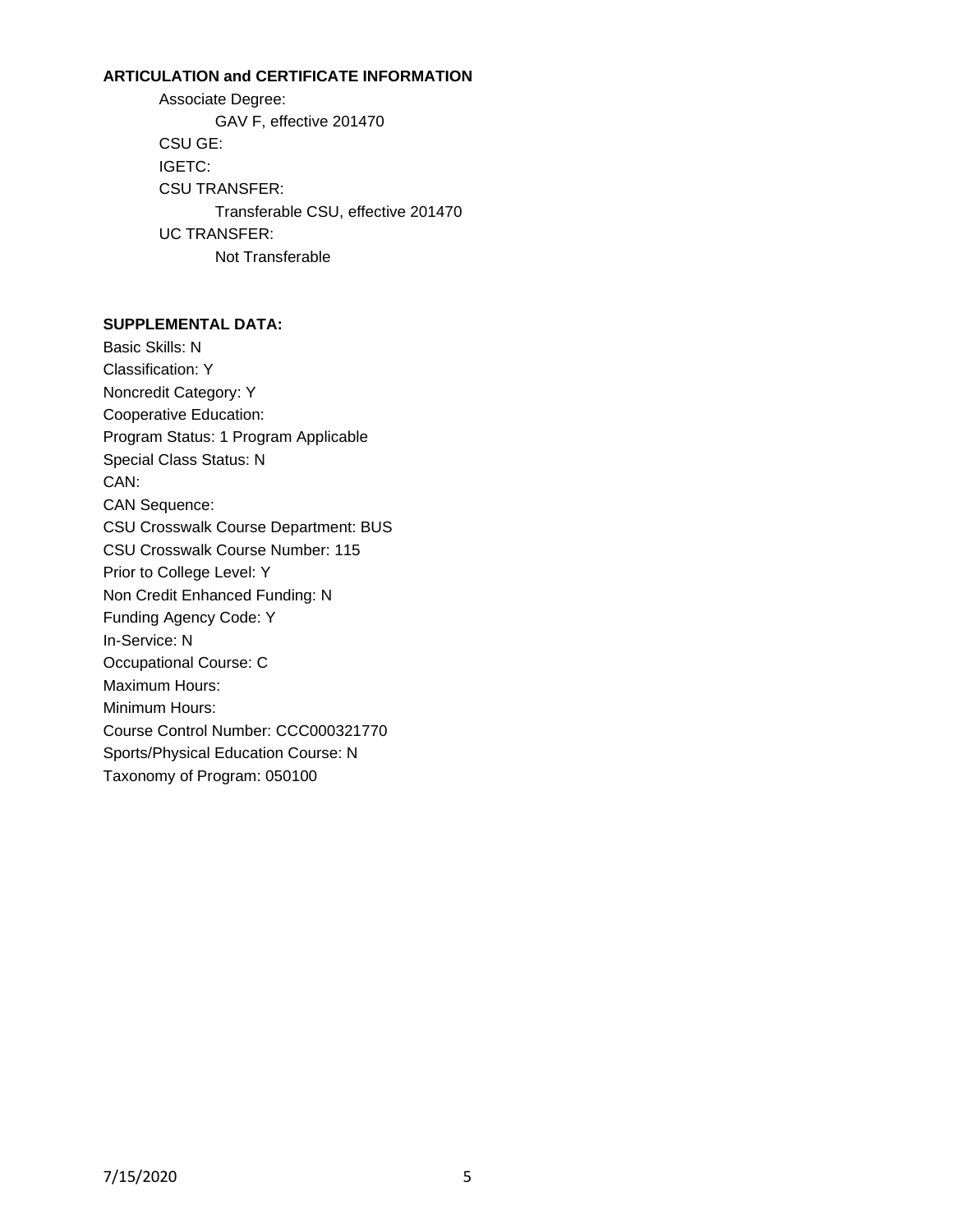**ARTICULATION and CERTIFICATE INFORMATION**

Associate Degree:

GAV F, effective 201470

CSU GE:

IGETC:

CSU TRANSFER:

Transferable CSU, effective 201470

UC TRANSFER:

Not Transferable

**SUPPLEMENTAL DATA:**

Basic Skills: N
Classification: Y
Noncredit Category: Y
Cooperative Education:
Program Status: 1 Program Applicable
Special Class Status: N
CAN:
CAN Sequence:
CSU Crosswalk Course Department: BUS
CSU Crosswalk Course Number: 115
Prior to College Level: Y
Non Credit Enhanced Funding: N
Funding Agency Code: Y
In-Service: N
Occupational Course: C
Maximum Hours:
Minimum Hours:
Course Control Number: CCC000321770
Sports/Physical Education Course: N
Taxonomy of Program: 050100